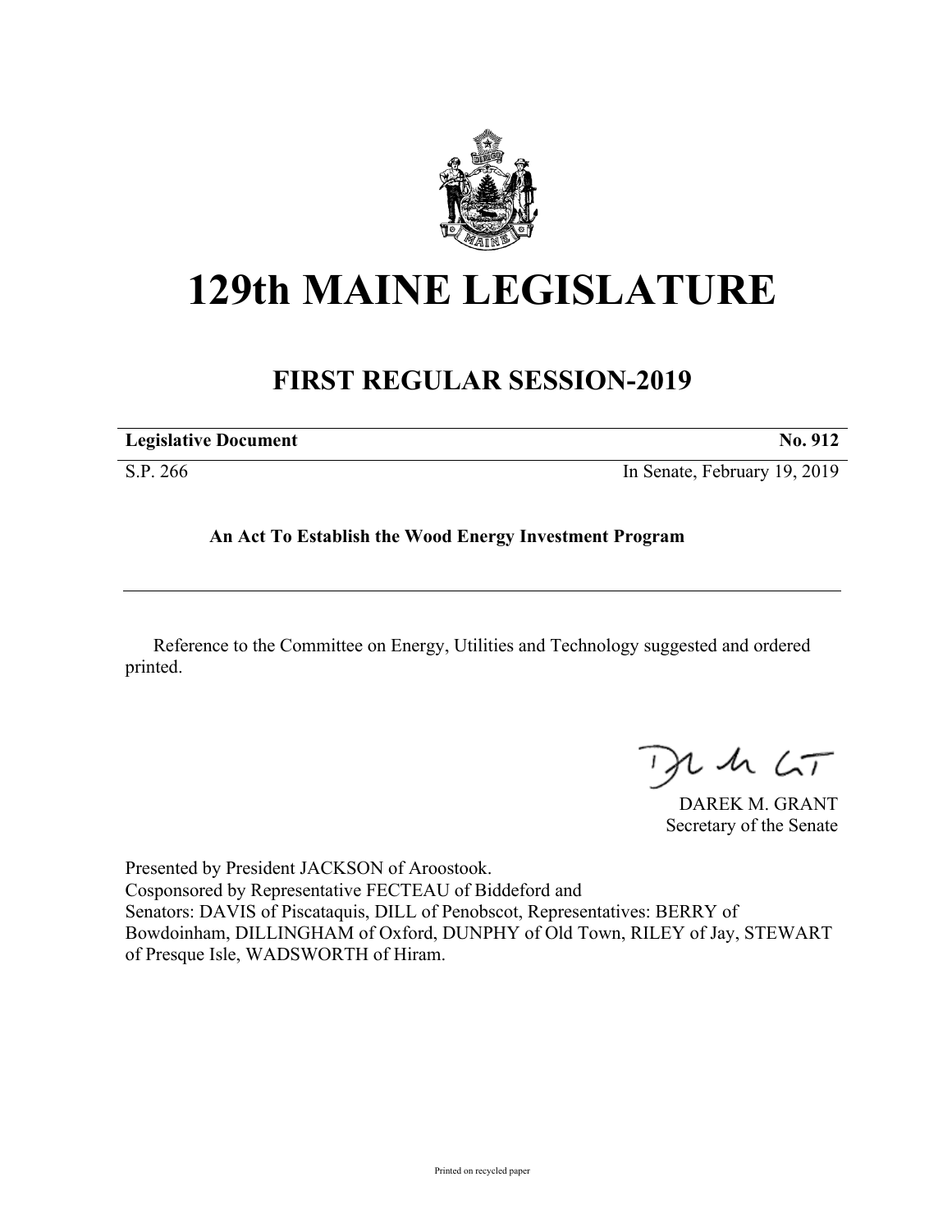# 129th MAINE LEGISLATURE

## FIRST REGULAR SESSION-2019

| **Legislative Document** | **No. 912** |
|---|---|
| S.P. 266 | In Senate, February 19, 2019 |

**An Act To Establish the Wood Energy Investment Program**

---

Reference to the Committee on Energy, Utilities and Technology suggested and ordered printed.

DAREK M. GRANT
Secretary of the Senate

Presented by President JACKSON of Aroostook.
Cosponsored by Representative FECTEAU of Biddeford and
Senators: DAVIS of Piscataquis, DILL of Penobscot, Representatives: BERRY of Bowdoinham, DILLINGHAM of Oxford, DUNPHY of Old Town, RILEY of Jay, STEWART of Presque Isle, WADSWORTH of Hiram.

Printed on recycled paper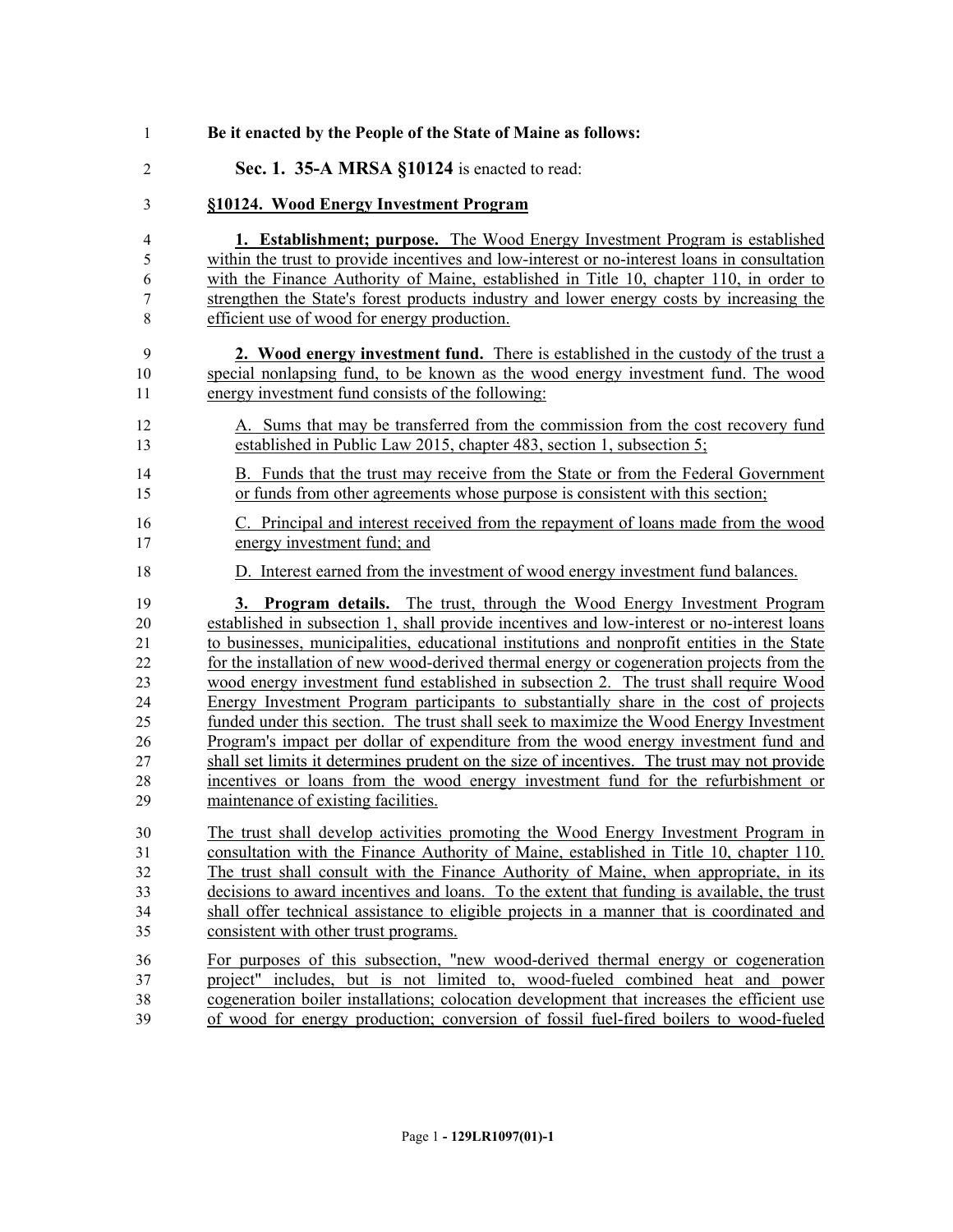**Be it enacted by the People of the State of Maine as follows:**

**Sec. 1. 35-A MRSA §10124** is enacted to read:

**§10124. Wood Energy Investment Program**

**1. Establishment; purpose.** The Wood Energy Investment Program is established within the trust to provide incentives and low-interest or no-interest loans in consultation with the Finance Authority of Maine, established in Title 10, chapter 110, in order to strengthen the State's forest products industry and lower energy costs by increasing the efficient use of wood for energy production.

**2. Wood energy investment fund.** There is established in the custody of the trust a special nonlapsing fund, to be known as the wood energy investment fund. The wood energy investment fund consists of the following:

A. Sums that may be transferred from the commission from the cost recovery fund established in Public Law 2015, chapter 483, section 1, subsection 5;

B. Funds that the trust may receive from the State or from the Federal Government or funds from other agreements whose purpose is consistent with this section;

C. Principal and interest received from the repayment of loans made from the wood energy investment fund; and

D. Interest earned from the investment of wood energy investment fund balances.

**3. Program details.** The trust, through the Wood Energy Investment Program established in subsection 1, shall provide incentives and low-interest or no-interest loans to businesses, municipalities, educational institutions and nonprofit entities in the State for the installation of new wood-derived thermal energy or cogeneration projects from the wood energy investment fund established in subsection 2. The trust shall require Wood Energy Investment Program participants to substantially share in the cost of projects funded under this section. The trust shall seek to maximize the Wood Energy Investment Program's impact per dollar of expenditure from the wood energy investment fund and shall set limits it determines prudent on the size of incentives. The trust may not provide incentives or loans from the wood energy investment fund for the refurbishment or maintenance of existing facilities.

The trust shall develop activities promoting the Wood Energy Investment Program in consultation with the Finance Authority of Maine, established in Title 10, chapter 110. The trust shall consult with the Finance Authority of Maine, when appropriate, in its decisions to award incentives and loans. To the extent that funding is available, the trust shall offer technical assistance to eligible projects in a manner that is coordinated and consistent with other trust programs.

For purposes of this subsection, "new wood-derived thermal energy or cogeneration project" includes, but is not limited to, wood-fueled combined heat and power cogeneration boiler installations; colocation development that increases the efficient use of wood for energy production; conversion of fossil fuel-fired boilers to wood-fueled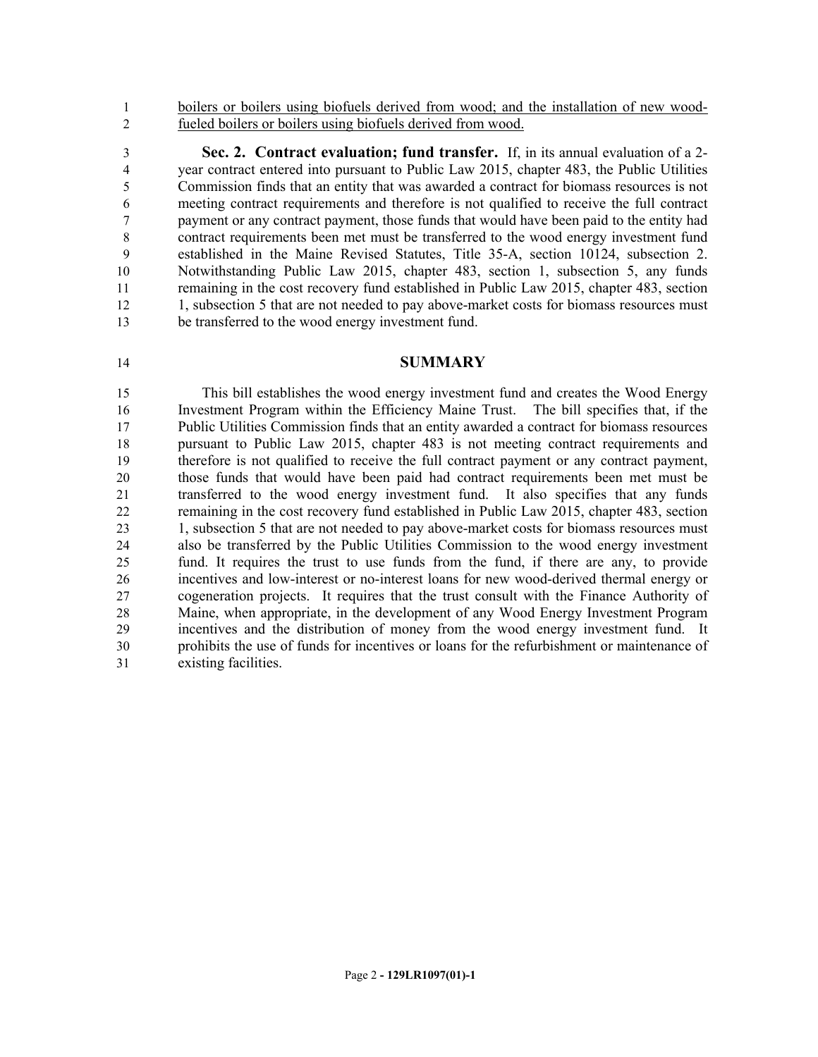boilers or boilers using biofuels derived from wood; and the installation of new wood-fueled boilers or boilers using biofuels derived from wood.

**Sec. 2. Contract evaluation; fund transfer.** If, in its annual evaluation of a 2-year contract entered into pursuant to Public Law 2015, chapter 483, the Public Utilities Commission finds that an entity that was awarded a contract for biomass resources is not meeting contract requirements and therefore is not qualified to receive the full contract payment or any contract payment, those funds that would have been paid to the entity had contract requirements been met must be transferred to the wood energy investment fund established in the Maine Revised Statutes, Title 35-A, section 10124, subsection 2. Notwithstanding Public Law 2015, chapter 483, section 1, subsection 5, any funds remaining in the cost recovery fund established in Public Law 2015, chapter 483, section 1, subsection 5 that are not needed to pay above-market costs for biomass resources must be transferred to the wood energy investment fund.

## SUMMARY

This bill establishes the wood energy investment fund and creates the Wood Energy Investment Program within the Efficiency Maine Trust. The bill specifies that, if the Public Utilities Commission finds that an entity awarded a contract for biomass resources pursuant to Public Law 2015, chapter 483 is not meeting contract requirements and therefore is not qualified to receive the full contract payment or any contract payment, those funds that would have been paid had contract requirements been met must be transferred to the wood energy investment fund. It also specifies that any funds remaining in the cost recovery fund established in Public Law 2015, chapter 483, section 1, subsection 5 that are not needed to pay above-market costs for biomass resources must also be transferred by the Public Utilities Commission to the wood energy investment fund. It requires the trust to use funds from the fund, if there are any, to provide incentives and low-interest or no-interest loans for new wood-derived thermal energy or cogeneration projects. It requires that the trust consult with the Finance Authority of Maine, when appropriate, in the development of any Wood Energy Investment Program incentives and the distribution of money from the wood energy investment fund. It prohibits the use of funds for incentives or loans for the refurbishment or maintenance of existing facilities.